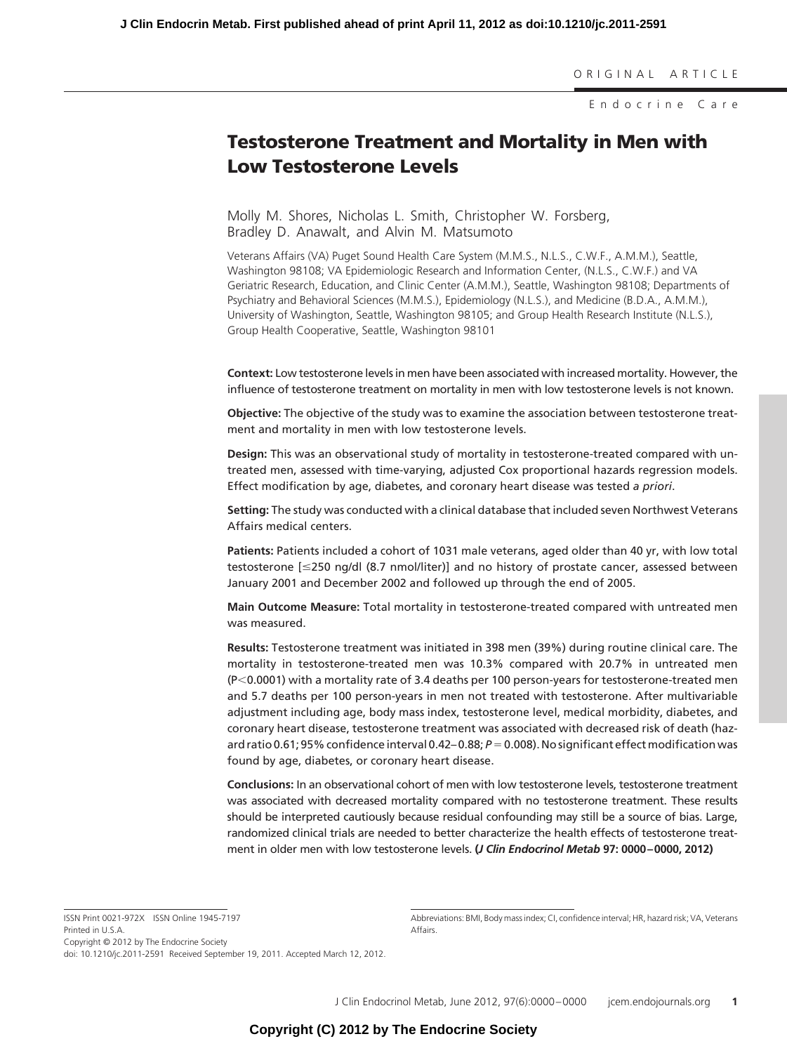ORIGINAL ARTICLE

Endocrine Care

# Testosterone Treatment and Mortality in Men with Low Testosterone Levels

Molly M. Shores, Nicholas L. Smith, Christopher W. Forsberg, Bradley D. Anawalt, and Alvin M. Matsumoto

Veterans Affairs (VA) Puget Sound Health Care System (M.M.S., N.L.S., C.W.F., A.M.M.), Seattle, Washington 98108; VA Epidemiologic Research and Information Center, (N.L.S., C.W.F.) and VA Geriatric Research, Education, and Clinic Center (A.M.M.), Seattle, Washington 98108; Departments of Psychiatry and Behavioral Sciences (M.M.S.), Epidemiology (N.L.S.), and Medicine (B.D.A., A.M.M.), University of Washington, Seattle, Washington 98105; and Group Health Research Institute (N.L.S.), Group Health Cooperative, Seattle, Washington 98101

**Context:** Low testosterone levels in men have been associated with increased mortality. However, the influence of testosterone treatment on mortality in men with low testosterone levels is not known.

**Objective:** The objective of the study was to examine the association between testosterone treatment and mortality in men with low testosterone levels.

**Design:** This was an observational study of mortality in testosterone-treated compared with untreated men, assessed with time-varying, adjusted Cox proportional hazards regression models. Effect modification by age, diabetes, and coronary heart disease was tested *a priori*.

**Setting:** The study was conducted with a clinical database that included seven Northwest Veterans Affairs medical centers.

**Patients:** Patients included a cohort of 1031 male veterans, aged older than 40 yr, with low total testosterone [≤250 ng/dl (8.7 nmol/liter)] and no history of prostate cancer, assessed between January 2001 and December 2002 and followed up through the end of 2005.

**Main Outcome Measure:** Total mortality in testosterone-treated compared with untreated men was measured.

**Results:** Testosterone treatment was initiated in 398 men (39%) during routine clinical care. The mortality in testosterone-treated men was 10.3% compared with 20.7% in untreated men ($P<0.0001$) with a mortality rate of 3.4 deaths per 100 person-years for testosterone-treated men and 5.7 deaths per 100 person-years in men not treated with testosterone. After multivariable adjustment including age, body mass index, testosterone level, medical morbidity, diabetes, and coronary heart disease, testosterone treatment was associated with decreased risk of death (hazard ratio 0.61; 95% confidence interval 0.42–0.88; $P = 0.008$). No significant effect modification was found by age, diabetes, or coronary heart disease.

**Conclusions:** In an observational cohort of men with low testosterone levels, testosterone treatment was associated with decreased mortality compared with no testosterone treatment. These results should be interpreted cautiously because residual confounding may still be a source of bias. Large, randomized clinical trials are needed to better characterize the health effects of testosterone treatment in older men with low testosterone levels. **(*J Clin Endocrinol Metab* 97: 0000–0000, 2012)**

ISSN Print 0021-972X ISSN Online 1945-7197
Printed in U.S.A.
Copyright © 2012 by The Endocrine Society
doi: 10.1210/jc.2011-2591 Received September 19, 2011. Accepted March 12, 2012.

Abbreviations: BMI, Body mass index; CI, confidence interval; HR, hazard risk; VA, Veterans Affairs.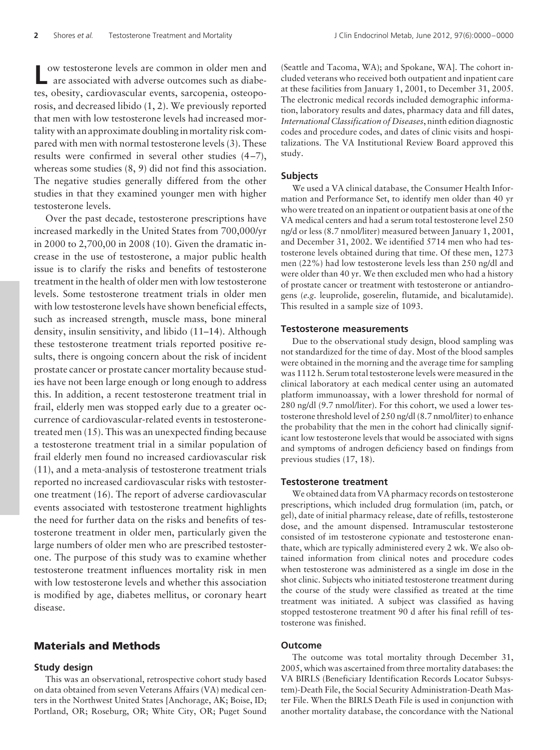Low testosterone levels are common in older men and are associated with adverse outcomes such as diabetes, obesity, cardiovascular events, sarcopenia, osteoporosis, and decreased libido (1, 2). We previously reported that men with low testosterone levels had increased mortality with an approximate doubling in mortality risk compared with men with normal testosterone levels (3). These results were confirmed in several other studies (4–7), whereas some studies (8, 9) did not find this association. The negative studies generally differed from the other studies in that they examined younger men with higher testosterone levels.

Over the past decade, testosterone prescriptions have increased markedly in the United States from 700,000/yr in 2000 to 2,700,00 in 2008 (10). Given the dramatic increase in the use of testosterone, a major public health issue is to clarify the risks and benefits of testosterone treatment in the health of older men with low testosterone levels. Some testosterone treatment trials in older men with low testosterone levels have shown beneficial effects, such as increased strength, muscle mass, bone mineral density, insulin sensitivity, and libido (11–14). Although these testosterone treatment trials reported positive results, there is ongoing concern about the risk of incident prostate cancer or prostate cancer mortality because studies have not been large enough or long enough to address this. In addition, a recent testosterone treatment trial in frail, elderly men was stopped early due to a greater occurrence of cardiovascular-related events in testosterone-treated men (15). This was an unexpected finding because a testosterone treatment trial in a similar population of frail elderly men found no increased cardiovascular risk (11), and a meta-analysis of testosterone treatment trials reported no increased cardiovascular risks with testosterone treatment (16). The report of adverse cardiovascular events associated with testosterone treatment highlights the need for further data on the risks and benefits of testosterone treatment in older men, particularly given the large numbers of older men who are prescribed testosterone. The purpose of this study was to examine whether testosterone treatment influences mortality risk in men with low testosterone levels and whether this association is modified by age, diabetes mellitus, or coronary heart disease.

## Materials and Methods

### Study design

This was an observational, retrospective cohort study based on data obtained from seven Veterans Affairs (VA) medical centers in the Northwest United States [Anchorage, AK; Boise, ID; Portland, OR; Roseburg, OR; White City, OR; Puget Sound (Seattle and Tacoma, WA); and Spokane, WA]. The cohort included veterans who received both outpatient and inpatient care at these facilities from January 1, 2001, to December 31, 2005. The electronic medical records included demographic information, laboratory results and dates, pharmacy data and fill dates, *International Classification of Diseases*, ninth edition diagnostic codes and procedure codes, and dates of clinic visits and hospitalizations. The VA Institutional Review Board approved this study.

### Subjects

We used a VA clinical database, the Consumer Health Information and Performance Set, to identify men older than 40 yr who were treated on an inpatient or outpatient basis at one of the VA medical centers and had a serum total testosterone level 250 ng/d or less (8.7 nmol/liter) measured between January 1, 2001, and December 31, 2002. We identified 5714 men who had testosterone levels obtained during that time. Of these men, 1273 men (22%) had low testosterone levels less than 250 ng/dl and were older than 40 yr. We then excluded men who had a history of prostate cancer or treatment with testosterone or antiandrogens (*e.g.* leuprolide, goserelin, flutamide, and bicalutamide). This resulted in a sample size of 1093.

### Testosterone measurements

Due to the observational study design, blood sampling was not standardized for the time of day. Most of the blood samples were obtained in the morning and the average time for sampling was 1112 h. Serum total testosterone levels were measured in the clinical laboratory at each medical center using an automated platform immunoassay, with a lower threshold for normal of 280 ng/dl (9.7 nmol/liter). For this cohort, we used a lower testosterone threshold level of 250 ng/dl (8.7 nmol/liter) to enhance the probability that the men in the cohort had clinically significant low testosterone levels that would be associated with signs and symptoms of androgen deficiency based on findings from previous studies (17, 18).

### Testosterone treatment

We obtained data from VA pharmacy records on testosterone prescriptions, which included drug formulation (im, patch, or gel), date of initial pharmacy release, date of refills, testosterone dose, and the amount dispensed. Intramuscular testosterone consisted of im testosterone cypionate and testosterone enanthate, which are typically administered every 2 wk. We also obtained information from clinical notes and procedure codes when testosterone was administered as a single im dose in the shot clinic. Subjects who initiated testosterone treatment during the course of the study were classified as treated at the time treatment was initiated. A subject was classified as having stopped testosterone treatment 90 d after his final refill of testosterone was finished.

### Outcome

The outcome was total mortality through December 31, 2005, which was ascertained from three mortality databases: the VA BIRLS (Beneficiary Identification Records Locator Subsystem)-Death File, the Social Security Administration-Death Master File. When the BIRLS Death File is used in conjunction with another mortality database, the concordance with the National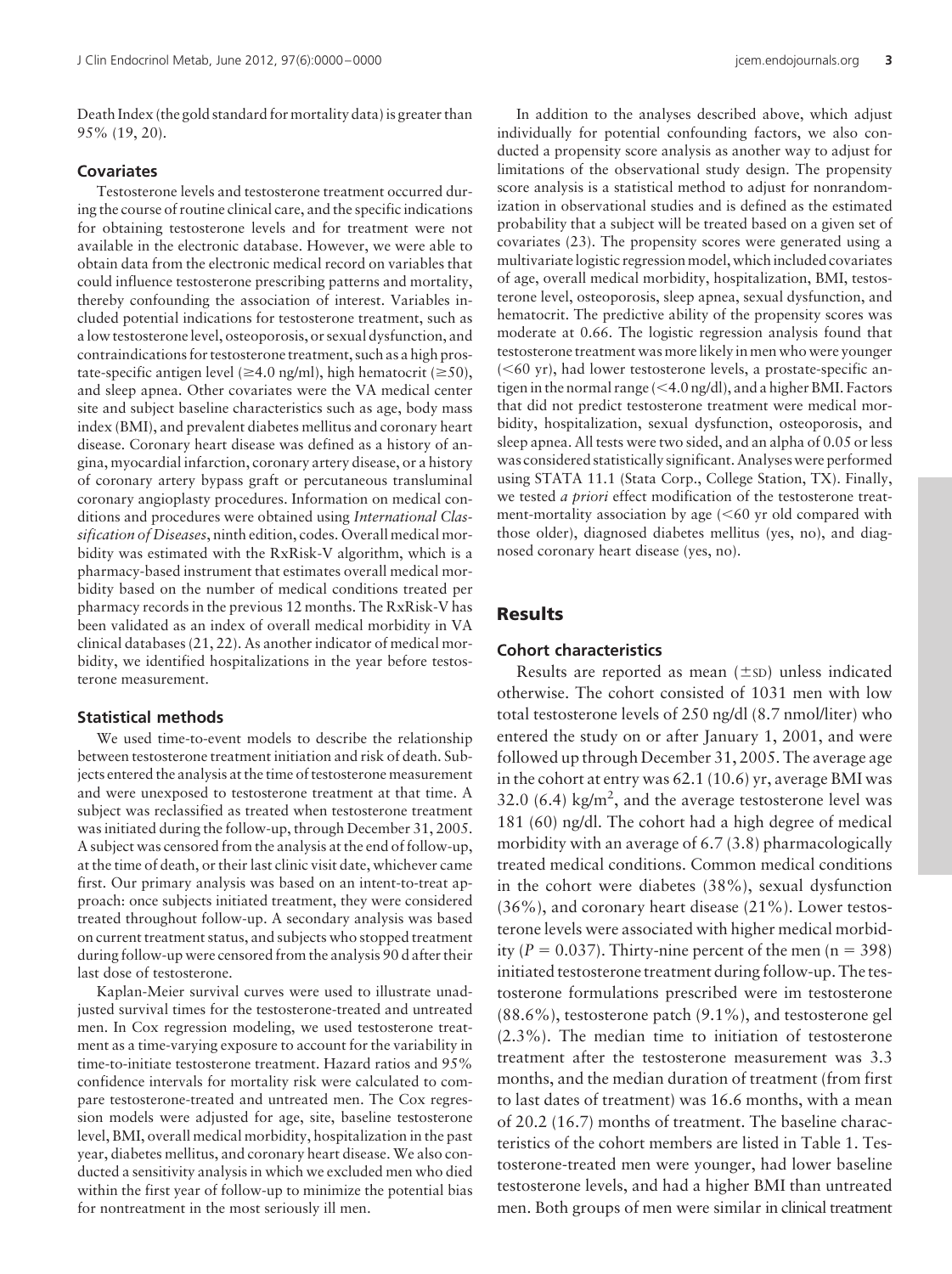Death Index (the gold standard for mortality data) is greater than 95% (19, 20).

### Covariates

Testosterone levels and testosterone treatment occurred during the course of routine clinical care, and the specific indications for obtaining testosterone levels and for treatment were not available in the electronic database. However, we were able to obtain data from the electronic medical record on variables that could influence testosterone prescribing patterns and mortality, thereby confounding the association of interest. Variables included potential indications for testosterone treatment, such as a low testosterone level, osteoporosis, or sexual dysfunction, and contraindications for testosterone treatment, such as a high prostate-specific antigen level (≥4.0 ng/ml), high hematocrit (≥50), and sleep apnea. Other covariates were the VA medical center site and subject baseline characteristics such as age, body mass index (BMI), and prevalent diabetes mellitus and coronary heart disease. Coronary heart disease was defined as a history of angina, myocardial infarction, coronary artery disease, or a history of coronary artery bypass graft or percutaneous transluminal coronary angioplasty procedures. Information on medical conditions and procedures were obtained using *International Classification of Diseases*, ninth edition, codes. Overall medical morbidity was estimated with the RxRisk-V algorithm, which is a pharmacy-based instrument that estimates overall medical morbidity based on the number of medical conditions treated per pharmacy records in the previous 12 months. The RxRisk-V has been validated as an index of overall medical morbidity in VA clinical databases (21, 22). As another indicator of medical morbidity, we identified hospitalizations in the year before testosterone measurement.

### Statistical methods

We used time-to-event models to describe the relationship between testosterone treatment initiation and risk of death. Subjects entered the analysis at the time of testosterone measurement and were unexposed to testosterone treatment at that time. A subject was reclassified as treated when testosterone treatment was initiated during the follow-up, through December 31, 2005. A subject was censored from the analysis at the end of follow-up, at the time of death, or their last clinic visit date, whichever came first. Our primary analysis was based on an intent-to-treat approach: once subjects initiated treatment, they were considered treated throughout follow-up. A secondary analysis was based on current treatment status, and subjects who stopped treatment during follow-up were censored from the analysis 90 d after their last dose of testosterone.

Kaplan-Meier survival curves were used to illustrate unadjusted survival times for the testosterone-treated and untreated men. In Cox regression modeling, we used testosterone treatment as a time-varying exposure to account for the variability in time-to-initiate testosterone treatment. Hazard ratios and 95% confidence intervals for mortality risk were calculated to compare testosterone-treated and untreated men. The Cox regression models were adjusted for age, site, baseline testosterone level, BMI, overall medical morbidity, hospitalization in the past year, diabetes mellitus, and coronary heart disease. We also conducted a sensitivity analysis in which we excluded men who died within the first year of follow-up to minimize the potential bias for nontreatment in the most seriously ill men.

In addition to the analyses described above, which adjust individually for potential confounding factors, we also conducted a propensity score analysis as another way to adjust for limitations of the observational study design. The propensity score analysis is a statistical method to adjust for nonrandomization in observational studies and is defined as the estimated probability that a subject will be treated based on a given set of covariates (23). The propensity scores were generated using a multivariate logistic regression model, which included covariates of age, overall medical morbidity, hospitalization, BMI, testosterone level, osteoporosis, sleep apnea, sexual dysfunction, and hematocrit. The predictive ability of the propensity scores was moderate at 0.66. The logistic regression analysis found that testosterone treatment was more likely in men who were younger (<60 yr), had lower testosterone levels, a prostate-specific antigen in the normal range (<4.0 ng/dl), and a higher BMI. Factors that did not predict testosterone treatment were medical morbidity, hospitalization, sexual dysfunction, osteoporosis, and sleep apnea. All tests were two sided, and an alpha of 0.05 or less was considered statistically significant. Analyses were performed using STATA 11.1 (Stata Corp., College Station, TX). Finally, we tested *a priori* effect modification of the testosterone treatment-mortality association by age (<60 yr old compared with those older), diagnosed diabetes mellitus (yes, no), and diagnosed coronary heart disease (yes, no).

## Results

### Cohort characteristics

Results are reported as mean (±SD) unless indicated otherwise. The cohort consisted of 1031 men with low total testosterone levels of 250 ng/dl (8.7 nmol/liter) who entered the study on or after January 1, 2001, and were followed up through December 31, 2005. The average age in the cohort at entry was 62.1 (10.6) yr, average BMI was 32.0 (6.4) kg/m$^2$, and the average testosterone level was 181 (60) ng/dl. The cohort had a high degree of medical morbidity with an average of 6.7 (3.8) pharmacologically treated medical conditions. Common medical conditions in the cohort were diabetes (38%), sexual dysfunction (36%), and coronary heart disease (21%). Lower testosterone levels were associated with higher medical morbidity ($P = 0.037$). Thirty-nine percent of the men (n = 398) initiated testosterone treatment during follow-up. The testosterone formulations prescribed were im testosterone (88.6%), testosterone patch (9.1%), and testosterone gel (2.3%). The median time to initiation of testosterone treatment after the testosterone measurement was 3.3 months, and the median duration of treatment (from first to last dates of treatment) was 16.6 months, with a mean of 20.2 (16.7) months of treatment. The baseline characteristics of the cohort members are listed in Table 1. Testosterone-treated men were younger, had lower baseline testosterone levels, and had a higher BMI than untreated men. Both groups of men were similar in clinical treatment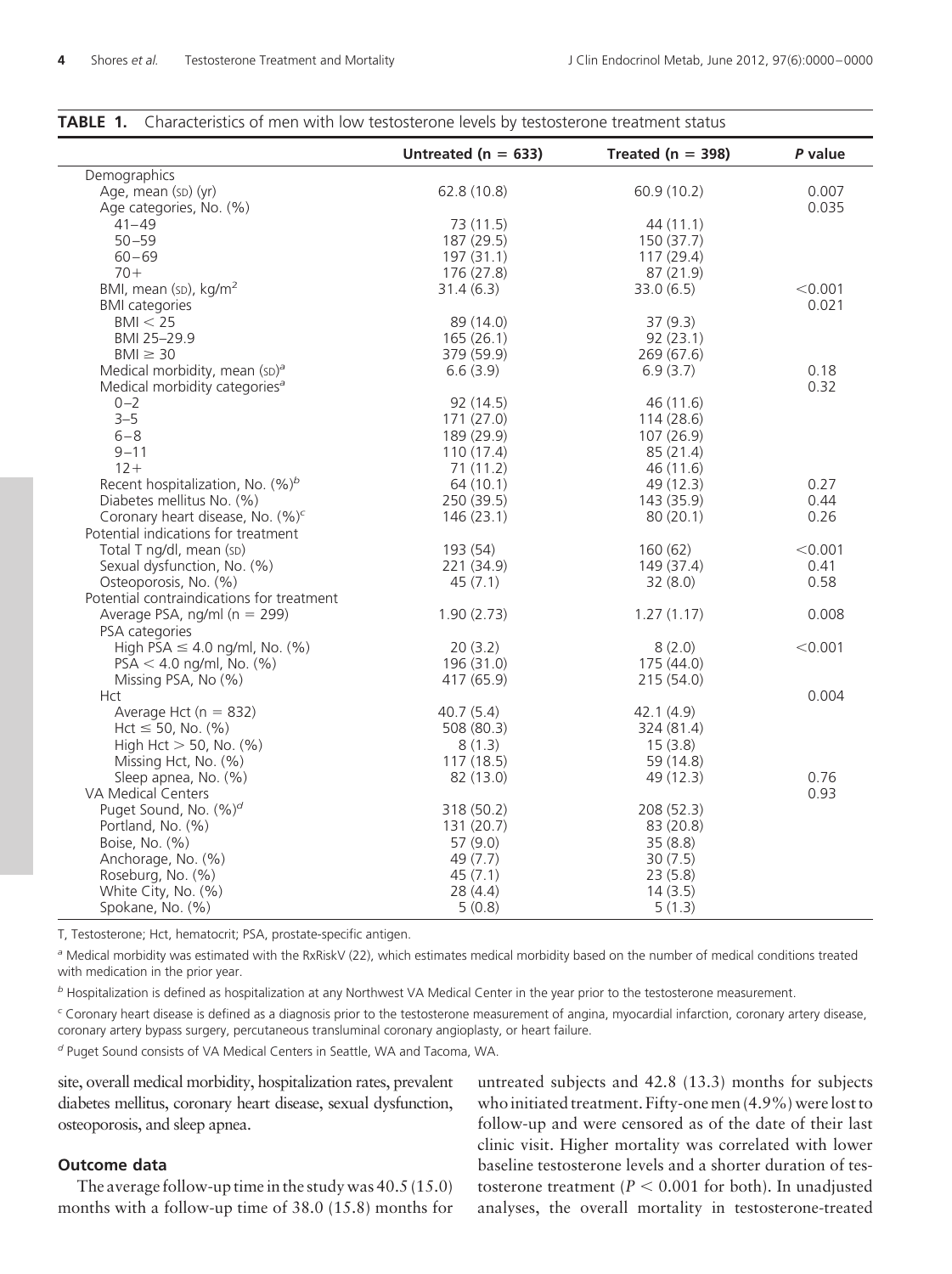**TABLE 1.** Characteristics of men with low testosterone levels by testosterone treatment status

| | Untreated (n = 633) | Treated (n = 398) | *P* value |
|---|---|---|---|
| Demographics | | | |
| Age, mean (SD) (yr) | 62.8 (10.8) | 60.9 (10.2) | 0.007 |
| Age categories, No. (%) | | | 0.035 |
| 41–49 | 73 (11.5) | 44 (11.1) | |
| 50–59 | 187 (29.5) | 150 (37.7) | |
| 60–69 | 197 (31.1) | 117 (29.4) | |
| 70+ | 176 (27.8) | 87 (21.9) | |
| BMI, mean (SD), kg/m$^2$ | 31.4 (6.3) | 33.0 (6.5) | <0.001 |
| BMI categories | | | 0.021 |
| BMI < 25 | 89 (14.0) | 37 (9.3) | |
| BMI 25–29.9 | 165 (26.1) | 92 (23.1) | |
| BMI ≥ 30 | 379 (59.9) | 269 (67.6) | |
| Medical morbidity, mean (SD)[a] | 6.6 (3.9) | 6.9 (3.7) | 0.18 |
| Medical morbidity categories[a] | | | 0.32 |
| 0–2 | 92 (14.5) | 46 (11.6) | |
| 3–5 | 171 (27.0) | 114 (28.6) | |
| 6–8 | 189 (29.9) | 107 (26.9) | |
| 9–11 | 110 (17.4) | 85 (21.4) | |
| 12+ | 71 (11.2) | 46 (11.6) | |
| Recent hospitalization, No. (%)[b] | 64 (10.1) | 49 (12.3) | 0.27 |
| Diabetes mellitus No. (%) | 250 (39.5) | 143 (35.9) | 0.44 |
| Coronary heart disease, No. (%)[c] | 146 (23.1) | 80 (20.1) | 0.26 |
| Potential indications for treatment | | | |
| Total T ng/dl, mean (SD) | 193 (54) | 160 (62) | <0.001 |
| Sexual dysfunction, No. (%) | 221 (34.9) | 149 (37.4) | 0.41 |
| Osteoporosis, No. (%) | 45 (7.1) | 32 (8.0) | 0.58 |
| Potential contraindications for treatment | | | |
| Average PSA, ng/ml (n = 299) | 1.90 (2.73) | 1.27 (1.17) | 0.008 |
| PSA categories | | | |
| High PSA ≤ 4.0 ng/ml, No. (%) | 20 (3.2) | 8 (2.0) | <0.001 |
| PSA < 4.0 ng/ml, No. (%) | 196 (31.0) | 175 (44.0) | |
| Missing PSA, No (%) | 417 (65.9) | 215 (54.0) | |
| Hct | | | 0.004 |
| Average Hct (n = 832) | 40.7 (5.4) | 42.1 (4.9) | |
| Hct ≤ 50, No. (%) | 508 (80.3) | 324 (81.4) | |
| High Hct > 50, No. (%) | 8 (1.3) | 15 (3.8) | |
| Missing Hct, No. (%) | 117 (18.5) | 59 (14.8) | |
| Sleep apnea, No. (%) | 82 (13.0) | 49 (12.3) | 0.76 |
| VA Medical Centers | | | 0.93 |
| Puget Sound, No. (%)[d] | 318 (50.2) | 208 (52.3) | |
| Portland, No. (%) | 131 (20.7) | 83 (20.8) | |
| Boise, No. (%) | 57 (9.0) | 35 (8.8) | |
| Anchorage, No. (%) | 49 (7.7) | 30 (7.5) | |
| Roseburg, No. (%) | 45 (7.1) | 23 (5.8) | |
| White City, No. (%) | 28 (4.4) | 14 (3.5) | |
| Spokane, No. (%) | 5 (0.8) | 5 (1.3) | |

T, Testosterone; Hct, hematocrit; PSA, prostate-specific antigen.

[a] Medical morbidity was estimated with the RxRiskV (22), which estimates medical morbidity based on the number of medical conditions treated with medication in the prior year.

[b] Hospitalization is defined as hospitalization at any Northwest VA Medical Center in the year prior to the testosterone measurement.

[c] Coronary heart disease is defined as a diagnosis prior to the testosterone measurement of angina, myocardial infarction, coronary artery disease, coronary artery bypass surgery, percutaneous transluminal coronary angioplasty, or heart failure.

[d] Puget Sound consists of VA Medical Centers in Seattle, WA and Tacoma, WA.

site, overall medical morbidity, hospitalization rates, prevalent diabetes mellitus, coronary heart disease, sexual dysfunction, osteoporosis, and sleep apnea.

### Outcome data

The average follow-up time in the study was 40.5 (15.0) months with a follow-up time of 38.0 (15.8) months for untreated subjects and 42.8 (13.3) months for subjects who initiated treatment. Fifty-one men (4.9%) were lost to follow-up and were censored as of the date of their last clinic visit. Higher mortality was correlated with lower baseline testosterone levels and a shorter duration of testosterone treatment ($P < 0.001$ for both). In unadjusted analyses, the overall mortality in testosterone-treated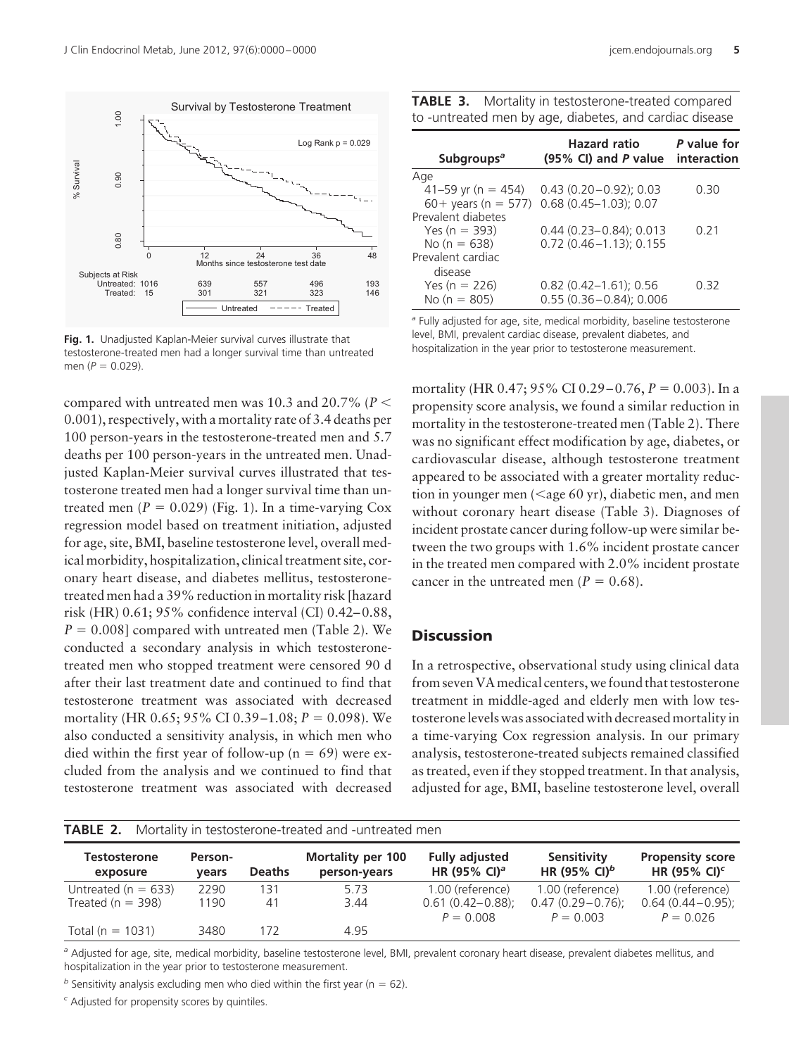Fig. 1. Unadjusted Kaplan-Meier survival curves illustrate that testosterone-treated men had a longer survival time than untreated men ($P = 0.029$).

**TABLE 3.** Mortality in testosterone-treated compared to -untreated men by age, diabetes, and cardiac disease

| Subgroups[a] | Hazard ratio (95% CI) and *P* value | *P* value for interaction |
|---|---|---|
| Age | | |
| 41–59 yr (n = 454) | 0.43 (0.20–0.92); 0.03 | 0.30 |
| 60+ years (n = 577) | 0.68 (0.45–1.03); 0.07 | |
| Prevalent diabetes | | |
| Yes (n = 393) | 0.44 (0.23–0.84); 0.013 | 0.21 |
| No (n = 638) | 0.72 (0.46–1.13); 0.155 | |
| Prevalent cardiac disease | | |
| Yes (n = 226) | 0.82 (0.42–1.61); 0.56 | 0.32 |
| No (n = 805) | 0.55 (0.36–0.84); 0.006 | |

[a] Fully adjusted for age, site, medical morbidity, baseline testosterone level, BMI, prevalent cardiac disease, prevalent diabetes, and hospitalization in the year prior to testosterone measurement.

compared with untreated men was 10.3 and 20.7% ($P < 0.001$), respectively, with a mortality rate of 3.4 deaths per 100 person-years in the testosterone-treated men and 5.7 deaths per 100 person-years in the untreated men. Unadjusted Kaplan-Meier survival curves illustrated that testosterone treated men had a longer survival time than untreated men ($P = 0.029$) (Fig. 1). In a time-varying Cox regression model based on treatment initiation, adjusted for age, site, BMI, baseline testosterone level, overall medical morbidity, hospitalization, clinical treatment site, coronary heart disease, and diabetes mellitus, testosterone-treated men had a 39% reduction in mortality risk [hazard risk (HR) 0.61; 95% confidence interval (CI) 0.42–0.88, $P = 0.008$] compared with untreated men (Table 2). We conducted a secondary analysis in which testosterone-treated men who stopped treatment were censored 90 d after their last treatment date and continued to find that testosterone treatment was associated with decreased mortality (HR 0.65; 95% CI 0.39–1.08; $P = 0.098$). We also conducted a sensitivity analysis, in which men who died within the first year of follow-up (n = 69) were excluded from the analysis and we continued to find that testosterone treatment was associated with decreased mortality (HR 0.47; 95% CI 0.29–0.76, $P = 0.003$). In a propensity score analysis, we found a similar reduction in mortality in the testosterone-treated men (Table 2). There was no significant effect modification by age, diabetes, or cardiovascular disease, although testosterone treatment appeared to be associated with a greater mortality reduction in younger men (<age 60 yr), diabetic men, and men without coronary heart disease (Table 3). Diagnoses of incident prostate cancer during follow-up were similar between the two groups with 1.6% incident prostate cancer in the treated men compared with 2.0% incident prostate cancer in the untreated men ($P = 0.68$).

## Discussion

In a retrospective, observational study using clinical data from seven VA medical centers, we found that testosterone treatment in middle-aged and elderly men with low testosterone levels was associated with decreased mortality in a time-varying Cox regression analysis. In our primary analysis, testosterone-treated subjects remained classified as treated, even if they stopped treatment. In that analysis, adjusted for age, BMI, baseline testosterone level, overall

**TABLE 2.** Mortality in testosterone-treated and -untreated men

| Testosterone exposure | Person-years | Deaths | Mortality per 100 person-years | Fully adjusted HR (95% CI)[a] | Sensitivity HR (95% CI)[b] | Propensity score HR (95% CI)[c] |
|---|---|---|---|---|---|---|
| Untreated (n = 633) | 2290 | 131 | 5.73 | 1.00 (reference) | 1.00 (reference) | 1.00 (reference) |
| Treated (n = 398) | 1190 | 41 | 3.44 | 0.61 (0.42–0.88); $P = 0.008$ | 0.47 (0.29–0.76); $P = 0.003$ | 0.64 (0.44–0.95); $P = 0.026$ |
| Total (n = 1031) | 3480 | 172 | 4.95 | | | |

[a] Adjusted for age, site, medical morbidity, baseline testosterone level, BMI, prevalent coronary heart disease, prevalent diabetes mellitus, and hospitalization in the year prior to testosterone measurement.

[b] Sensitivity analysis excluding men who died within the first year (n = 62).

[c] Adjusted for propensity scores by quintiles.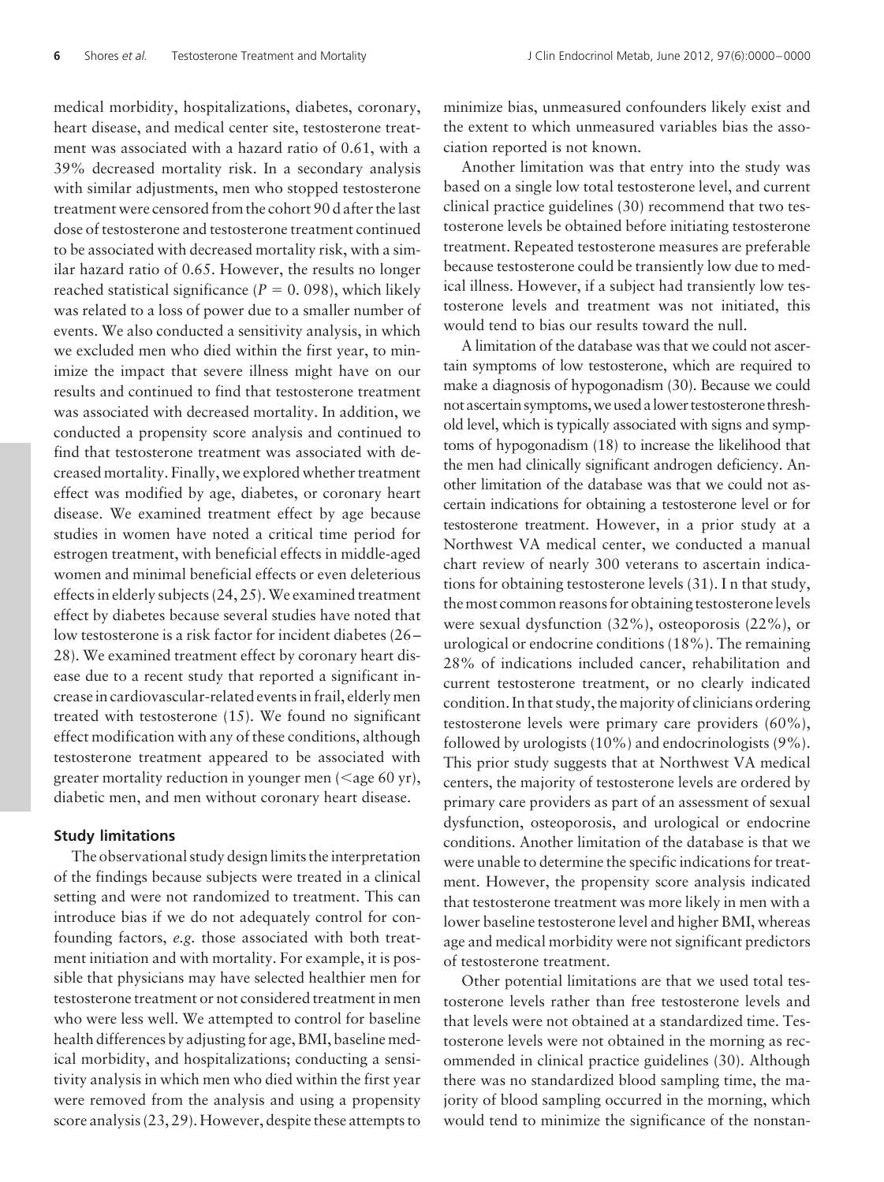medical morbidity, hospitalizations, diabetes, coronary, heart disease, and medical center site, testosterone treatment was associated with a hazard ratio of 0.61, with a 39% decreased mortality risk. In a secondary analysis with similar adjustments, men who stopped testosterone treatment were censored from the cohort 90 d after the last dose of testosterone and testosterone treatment continued to be associated with decreased mortality risk, with a similar hazard ratio of 0.65. However, the results no longer reached statistical significance ($P = 0.098$), which likely was related to a loss of power due to a smaller number of events. We also conducted a sensitivity analysis, in which we excluded men who died within the first year, to minimize the impact that severe illness might have on our results and continued to find that testosterone treatment was associated with decreased mortality. In addition, we conducted a propensity score analysis and continued to find that testosterone treatment was associated with decreased mortality. Finally, we explored whether treatment effect was modified by age, diabetes, or coronary heart disease. We examined treatment effect by age because studies in women have noted a critical time period for estrogen treatment, with beneficial effects in middle-aged women and minimal beneficial effects or even deleterious effects in elderly subjects (24, 25). We examined treatment effect by diabetes because several studies have noted that low testosterone is a risk factor for incident diabetes (26–28). We examined treatment effect by coronary heart disease due to a recent study that reported a significant increase in cardiovascular-related events in frail, elderly men treated with testosterone (15). We found no significant effect modification with any of these conditions, although testosterone treatment appeared to be associated with greater mortality reduction in younger men (<age 60 yr), diabetic men, and men without coronary heart disease.

### Study limitations

The observational study design limits the interpretation of the findings because subjects were treated in a clinical setting and were not randomized to treatment. This can introduce bias if we do not adequately control for confounding factors, *e.g.* those associated with both treatment initiation and with mortality. For example, it is possible that physicians may have selected healthier men for testosterone treatment or not considered treatment in men who were less well. We attempted to control for baseline health differences by adjusting for age, BMI, baseline medical morbidity, and hospitalizations; conducting a sensitivity analysis in which men who died within the first year were removed from the analysis and using a propensity score analysis (23, 29). However, despite these attempts to minimize bias, unmeasured confounders likely exist and the extent to which unmeasured variables bias the association reported is not known.

Another limitation was that entry into the study was based on a single low total testosterone level, and current clinical practice guidelines (30) recommend that two testosterone levels be obtained before initiating testosterone treatment. Repeated testosterone measures are preferable because testosterone could be transiently low due to medical illness. However, if a subject had transiently low testosterone levels and treatment was not initiated, this would tend to bias our results toward the null.

A limitation of the database was that we could not ascertain symptoms of low testosterone, which are required to make a diagnosis of hypogonadism (30). Because we could not ascertain symptoms, we used a lower testosterone threshold level, which is typically associated with signs and symptoms of hypogonadism (18) to increase the likelihood that the men had clinically significant androgen deficiency. Another limitation of the database was that we could not ascertain indications for obtaining a testosterone level or for testosterone treatment. However, in a prior study at a Northwest VA medical center, we conducted a manual chart review of nearly 300 veterans to ascertain indications for obtaining testosterone levels (31). I n that study, the most common reasons for obtaining testosterone levels were sexual dysfunction (32%), osteoporosis (22%), or urological or endocrine conditions (18%). The remaining 28% of indications included cancer, rehabilitation and current testosterone treatment, or no clearly indicated condition. In that study, the majority of clinicians ordering testosterone levels were primary care providers (60%), followed by urologists (10%) and endocrinologists (9%). This prior study suggests that at Northwest VA medical centers, the majority of testosterone levels are ordered by primary care providers as part of an assessment of sexual dysfunction, osteoporosis, and urological or endocrine conditions. Another limitation of the database is that we were unable to determine the specific indications for treatment. However, the propensity score analysis indicated that testosterone treatment was more likely in men with a lower baseline testosterone level and higher BMI, whereas age and medical morbidity were not significant predictors of testosterone treatment.

Other potential limitations are that we used total testosterone levels rather than free testosterone levels and that levels were not obtained at a standardized time. Testosterone levels were not obtained in the morning as recommended in clinical practice guidelines (30). Although there was no standardized blood sampling time, the majority of blood sampling occurred in the morning, which would tend to minimize the significance of the nonstan-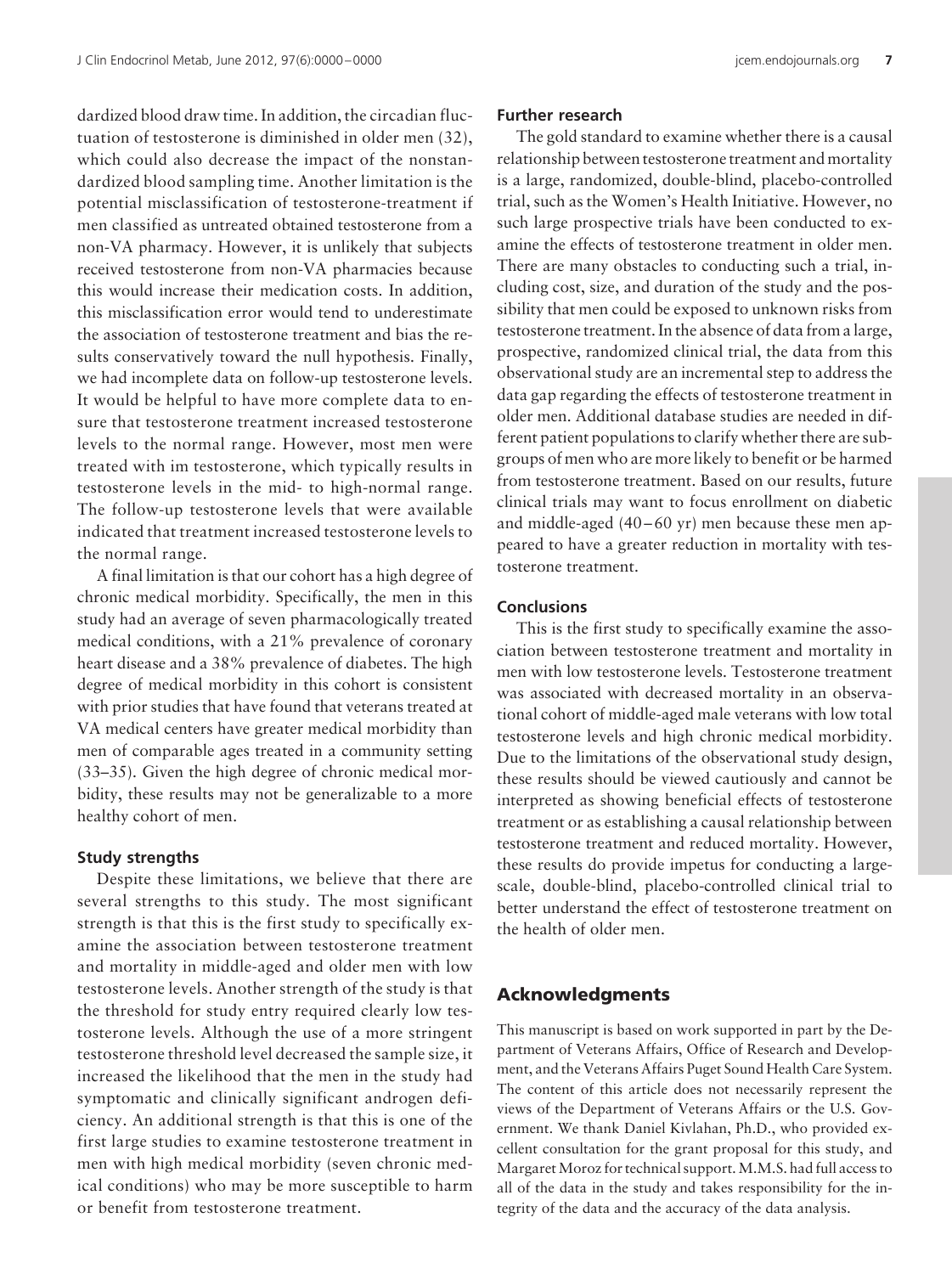dardized blood draw time. In addition, the circadian fluctuation of testosterone is diminished in older men (32), which could also decrease the impact of the nonstandardized blood sampling time. Another limitation is the potential misclassification of testosterone-treatment if men classified as untreated obtained testosterone from a non-VA pharmacy. However, it is unlikely that subjects received testosterone from non-VA pharmacies because this would increase their medication costs. In addition, this misclassification error would tend to underestimate the association of testosterone treatment and bias the results conservatively toward the null hypothesis. Finally, we had incomplete data on follow-up testosterone levels. It would be helpful to have more complete data to ensure that testosterone treatment increased testosterone levels to the normal range. However, most men were treated with im testosterone, which typically results in testosterone levels in the mid- to high-normal range. The follow-up testosterone levels that were available indicated that treatment increased testosterone levels to the normal range.

A final limitation is that our cohort has a high degree of chronic medical morbidity. Specifically, the men in this study had an average of seven pharmacologically treated medical conditions, with a 21% prevalence of coronary heart disease and a 38% prevalence of diabetes. The high degree of medical morbidity in this cohort is consistent with prior studies that have found that veterans treated at VA medical centers have greater medical morbidity than men of comparable ages treated in a community setting (33–35). Given the high degree of chronic medical morbidity, these results may not be generalizable to a more healthy cohort of men.

### Study strengths

Despite these limitations, we believe that there are several strengths to this study. The most significant strength is that this is the first study to specifically examine the association between testosterone treatment and mortality in middle-aged and older men with low testosterone levels. Another strength of the study is that the threshold for study entry required clearly low testosterone levels. Although the use of a more stringent testosterone threshold level decreased the sample size, it increased the likelihood that the men in the study had symptomatic and clinically significant androgen deficiency. An additional strength is that this is one of the first large studies to examine testosterone treatment in men with high medical morbidity (seven chronic medical conditions) who may be more susceptible to harm or benefit from testosterone treatment.

### Further research

The gold standard to examine whether there is a causal relationship between testosterone treatment and mortality is a large, randomized, double-blind, placebo-controlled trial, such as the Women's Health Initiative. However, no such large prospective trials have been conducted to examine the effects of testosterone treatment in older men. There are many obstacles to conducting such a trial, including cost, size, and duration of the study and the possibility that men could be exposed to unknown risks from testosterone treatment. In the absence of data from a large, prospective, randomized clinical trial, the data from this observational study are an incremental step to address the data gap regarding the effects of testosterone treatment in older men. Additional database studies are needed in different patient populations to clarify whether there are subgroups of men who are more likely to benefit or be harmed from testosterone treatment. Based on our results, future clinical trials may want to focus enrollment on diabetic and middle-aged (40–60 yr) men because these men appeared to have a greater reduction in mortality with testosterone treatment.

### Conclusions

This is the first study to specifically examine the association between testosterone treatment and mortality in men with low testosterone levels. Testosterone treatment was associated with decreased mortality in an observational cohort of middle-aged male veterans with low total testosterone levels and high chronic medical morbidity. Due to the limitations of the observational study design, these results should be viewed cautiously and cannot be interpreted as showing beneficial effects of testosterone treatment or as establishing a causal relationship between testosterone treatment and reduced mortality. However, these results do provide impetus for conducting a large-scale, double-blind, placebo-controlled clinical trial to better understand the effect of testosterone treatment on the health of older men.

## Acknowledgments

This manuscript is based on work supported in part by the Department of Veterans Affairs, Office of Research and Development, and the Veterans Affairs Puget Sound Health Care System. The content of this article does not necessarily represent the views of the Department of Veterans Affairs or the U.S. Government. We thank Daniel Kivlahan, Ph.D., who provided excellent consultation for the grant proposal for this study, and Margaret Moroz for technical support. M.M.S. had full access to all of the data in the study and takes responsibility for the integrity of the data and the accuracy of the data analysis.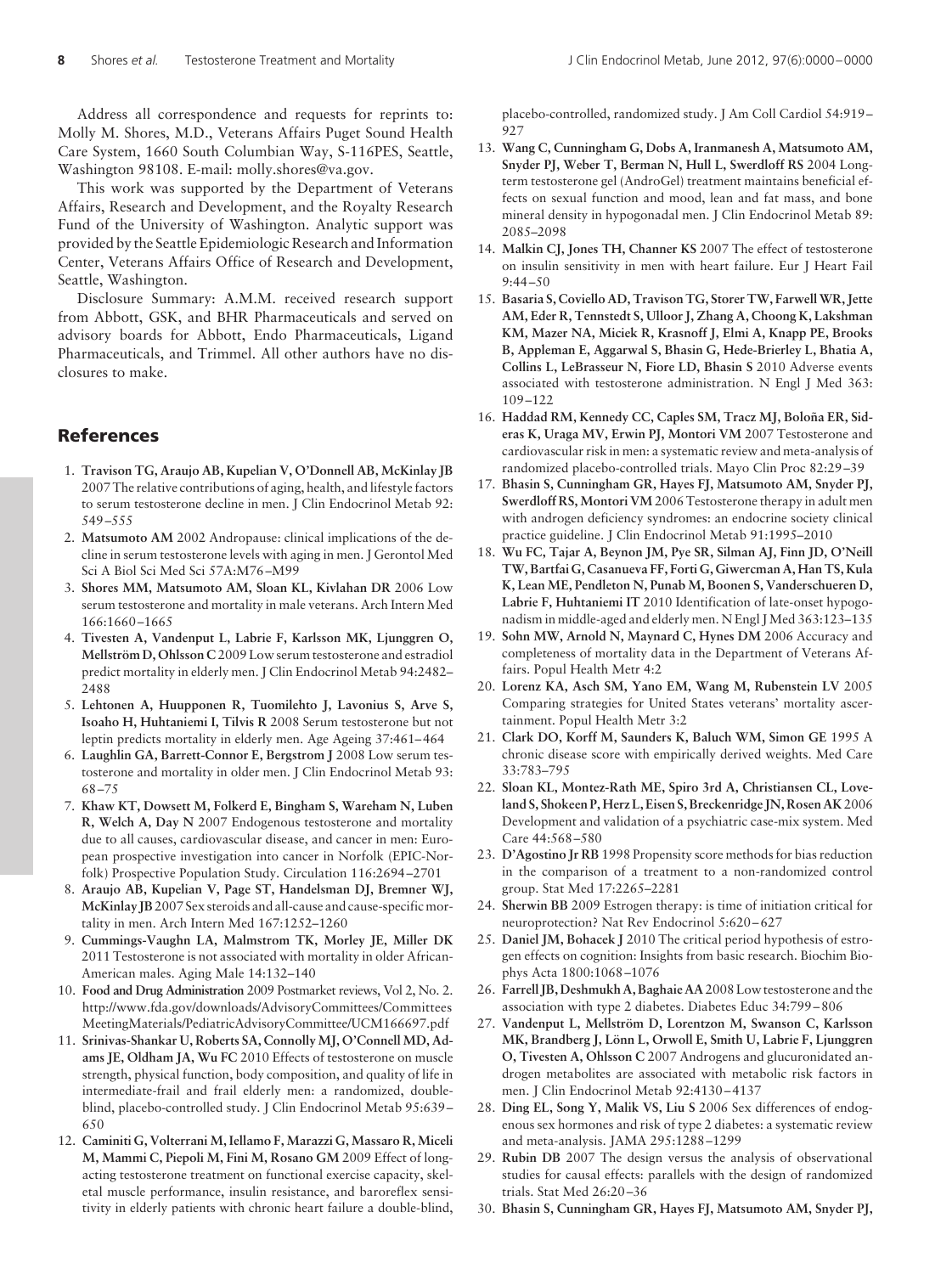Address all correspondence and requests for reprints to: Molly M. Shores, M.D., Veterans Affairs Puget Sound Health Care System, 1660 South Columbian Way, S-116PES, Seattle, Washington 98108. E-mail: molly.shores@va.gov.

This work was supported by the Department of Veterans Affairs, Research and Development, and the Royalty Research Fund of the University of Washington. Analytic support was provided by the Seattle Epidemiologic Research and Information Center, Veterans Affairs Office of Research and Development, Seattle, Washington.

Disclosure Summary: A.M.M. received research support from Abbott, GSK, and BHR Pharmaceuticals and served on advisory boards for Abbott, Endo Pharmaceuticals, Ligand Pharmaceuticals, and Trimmel. All other authors have no disclosures to make.

## References

1. **Travison TG, Araujo AB, Kupelian V, O'Donnell AB, McKinlay JB** 2007 The relative contributions of aging, health, and lifestyle factors to serum testosterone decline in men. J Clin Endocrinol Metab 92: 549–555
2. **Matsumoto AM** 2002 Andropause: clinical implications of the decline in serum testosterone levels with aging in men. J Gerontol Med Sci A Biol Sci Med Sci 57A:M76–M99
3. **Shores MM, Matsumoto AM, Sloan KL, Kivlahan DR** 2006 Low serum testosterone and mortality in male veterans. Arch Intern Med 166:1660–1665
4. **Tivesten A, Vandenput L, Labrie F, Karlsson MK, Ljunggren O, Mellström D, Ohlsson C** 2009 Low serum testosterone and estradiol predict mortality in elderly men. J Clin Endocrinol Metab 94:2482–2488
5. **Lehtonen A, Huupponen R, Tuomilehto J, Lavonius S, Arve S, Isoaho H, Huhtaniemi I, Tilvis R** 2008 Serum testosterone but not leptin predicts mortality in elderly men. Age Ageing 37:461–464
6. **Laughlin GA, Barrett-Connor E, Bergstrom J** 2008 Low serum testosterone and mortality in older men. J Clin Endocrinol Metab 93: 68–75
7. **Khaw KT, Dowsett M, Folkerd E, Bingham S, Wareham N, Luben R, Welch A, Day N** 2007 Endogenous testosterone and mortality due to all causes, cardiovascular disease, and cancer in men: European prospective investigation into cancer in Norfolk (EPIC-Norfolk) Prospective Population Study. Circulation 116:2694–2701
8. **Araujo AB, Kupelian V, Page ST, Handelsman DJ, Bremner WJ, McKinlay JB** 2007 Sex steroids and all-cause and cause-specific mortality in men. Arch Intern Med 167:1252–1260
9. **Cummings-Vaughn LA, Malmstrom TK, Morley JE, Miller DK** 2011 Testosterone is not associated with mortality in older African-American males. Aging Male 14:132–140
10. **Food and Drug Administration** 2009 Postmarket reviews, Vol 2, No. 2. http://www.fda.gov/downloads/AdvisoryCommittees/CommitteesMeetingMaterials/PediatricAdvisoryCommittee/UCM166697.pdf
11. **Srinivas-Shankar U, Roberts SA, Connolly MJ, O'Connell MD, Adams JE, Oldham JA, Wu FC** 2010 Effects of testosterone on muscle strength, physical function, body composition, and quality of life in intermediate-frail and frail elderly men: a randomized, double-blind, placebo-controlled study. J Clin Endocrinol Metab 95:639–650
12. **Caminiti G, Volterrani M, Iellamo F, Marazzi G, Massaro R, Miceli M, Mammi C, Piepoli M, Fini M, Rosano GM** 2009 Effect of long-acting testosterone treatment on functional exercise capacity, skeletal muscle performance, insulin resistance, and baroreflex sensitivity in elderly patients with chronic heart failure a double-blind, placebo-controlled, randomized study. J Am Coll Cardiol 54:919–927
13. **Wang C, Cunningham G, Dobs A, Iranmanesh A, Matsumoto AM, Snyder PJ, Weber T, Berman N, Hull L, Swerdloff RS** 2004 Long-term testosterone gel (AndroGel) treatment maintains beneficial effects on sexual function and mood, lean and fat mass, and bone mineral density in hypogonadal men. J Clin Endocrinol Metab 89: 2085–2098
14. **Malkin CJ, Jones TH, Channer KS** 2007 The effect of testosterone on insulin sensitivity in men with heart failure. Eur J Heart Fail 9:44–50
15. **Basaria S, Coviello AD, Travison TG, Storer TW, Farwell WR, Jette AM, Eder R, Tennstedt S, Ulloor J, Zhang A, Choong K, Lakshman KM, Mazer NA, Miciek R, Krasnoff J, Elmi A, Knapp PE, Brooks B, Appleman E, Aggarwal S, Bhasin G, Hede-Brierley L, Bhatia A, Collins L, LeBrasseur N, Fiore LD, Bhasin S** 2010 Adverse events associated with testosterone administration. N Engl J Med 363: 109–122
16. **Haddad RM, Kennedy CC, Caples SM, Tracz MJ, Boloña ER, Sideras K, Uraga MV, Erwin PJ, Montori VM** 2007 Testosterone and cardiovascular risk in men: a systematic review and meta-analysis of randomized placebo-controlled trials. Mayo Clin Proc 82:29–39
17. **Bhasin S, Cunningham GR, Hayes FJ, Matsumoto AM, Snyder PJ, Swerdloff RS, Montori VM** 2006 Testosterone therapy in adult men with androgen deficiency syndromes: an endocrine society clinical practice guideline. J Clin Endocrinol Metab 91:1995–2010
18. **Wu FC, Tajar A, Beynon JM, Pye SR, Silman AJ, Finn JD, O'Neill TW, Bartfai G, Casanueva FF, Forti G, Giwercman A, Han TS, Kula K, Lean ME, Pendleton N, Punab M, Boonen S, Vanderschueren D, Labrie F, Huhtaniemi IT** 2010 Identification of late-onset hypogonadism in middle-aged and elderly men. N Engl J Med 363:123–135
19. **Sohn MW, Arnold N, Maynard C, Hynes DM** 2006 Accuracy and completeness of mortality data in the Department of Veterans Affairs. Popul Health Metr 4:2
20. **Lorenz KA, Asch SM, Yano EM, Wang M, Rubenstein LV** 2005 Comparing strategies for United States veterans' mortality ascertainment. Popul Health Metr 3:2
21. **Clark DO, Korff M, Saunders K, Baluch WM, Simon GE** 1995 A chronic disease score with empirically derived weights. Med Care 33:783–795
22. **Sloan KL, Montez-Rath ME, Spiro 3rd A, Christiansen CL, Loveland S, Shokeen P, Herz L, Eisen S, Breckenridge JN, Rosen AK** 2006 Development and validation of a psychiatric case-mix system. Med Care 44:568–580
23. **D'Agostino Jr RB** 1998 Propensity score methods for bias reduction in the comparison of a treatment to a non-randomized control group. Stat Med 17:2265–2281
24. **Sherwin BB** 2009 Estrogen therapy: is time of initiation critical for neuroprotection? Nat Rev Endocrinol 5:620–627
25. **Daniel JM, Bohacek J** 2010 The critical period hypothesis of estrogen effects on cognition: Insights from basic research. Biochim Biophys Acta 1800:1068–1076
26. **Farrell JB, Deshmukh A, Baghaie AA** 2008 Low testosterone and the association with type 2 diabetes. Diabetes Educ 34:799–806
27. **Vandenput L, Mellström D, Lorentzon M, Swanson C, Karlsson MK, Brandberg J, Lönn L, Orwoll E, Smith U, Labrie F, Ljunggren O, Tivesten A, Ohlsson C** 2007 Androgens and glucuronidated androgen metabolites are associated with metabolic risk factors in men. J Clin Endocrinol Metab 92:4130–4137
28. **Ding EL, Song Y, Malik VS, Liu S** 2006 Sex differences of endogenous sex hormones and risk of type 2 diabetes: a systematic review and meta-analysis. JAMA 295:1288–1299
29. **Rubin DB** 2007 The design versus the analysis of observational studies for causal effects: parallels with the design of randomized trials. Stat Med 26:20–36
30. **Bhasin S, Cunningham GR, Hayes FJ, Matsumoto AM, Snyder PJ,**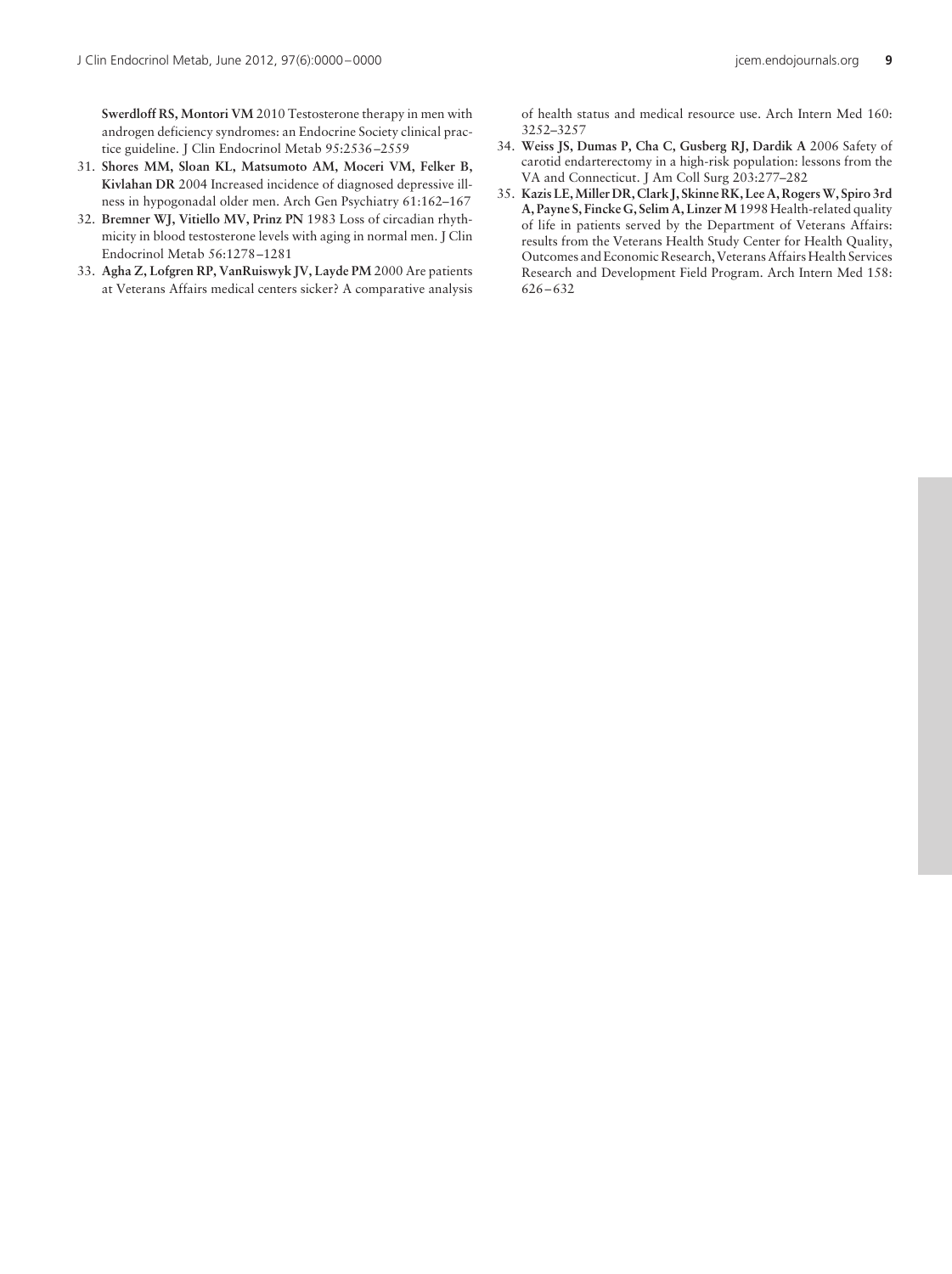Swerdloff RS, Montori VM 2010 Testosterone therapy in men with androgen deficiency syndromes: an Endocrine Society clinical practice guideline. J Clin Endocrinol Metab 95:2536–2559

31. Shores MM, Sloan KL, Matsumoto AM, Moceri VM, Felker B, Kivlahan DR 2004 Increased incidence of diagnosed depressive illness in hypogonadal older men. Arch Gen Psychiatry 61:162–167
32. Bremner WJ, Vitiello MV, Prinz PN 1983 Loss of circadian rhythmicity in blood testosterone levels with aging in normal men. J Clin Endocrinol Metab 56:1278–1281
33. Agha Z, Lofgren RP, VanRuiswyk JV, Layde PM 2000 Are patients at Veterans Affairs medical centers sicker? A comparative analysis of health status and medical resource use. Arch Intern Med 160: 3252–3257
34. Weiss JS, Dumas P, Cha C, Gusberg RJ, Dardik A 2006 Safety of carotid endarterectomy in a high-risk population: lessons from the VA and Connecticut. J Am Coll Surg 203:277–282
35. Kazis LE, Miller DR, Clark J, Skinne RK, Lee A, Rogers W, Spiro 3rd A, Payne S, Fincke G, Selim A, Linzer M 1998 Health-related quality of life in patients served by the Department of Veterans Affairs: results from the Veterans Health Study Center for Health Quality, Outcomes and Economic Research, Veterans Affairs Health Services Research and Development Field Program. Arch Intern Med 158: 626–632